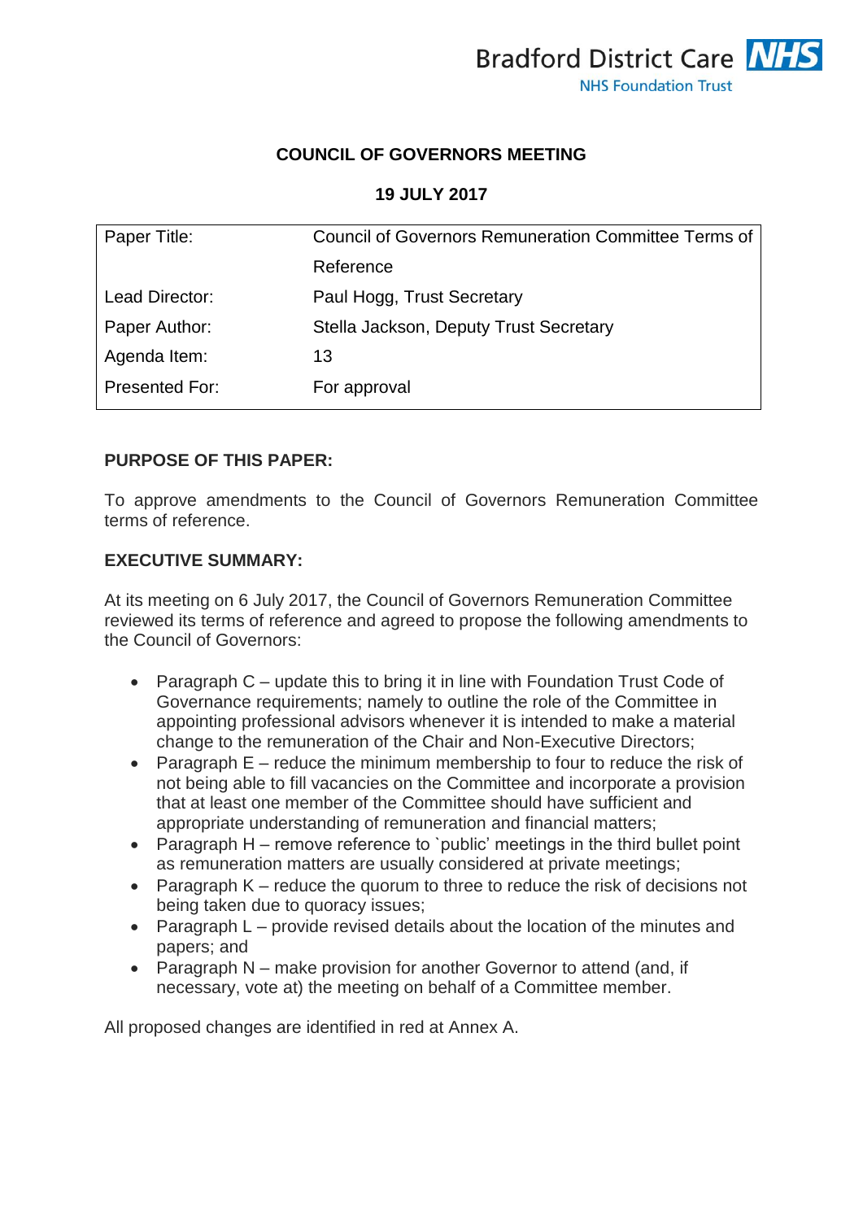Bradford District Care NHS Foundation Trust

## COUNCIL OF GOVERNORS MEETING

## 19 JULY 2017

| Paper Title: | Council of Governors Remuneration Committee Terms of Reference |
|---|---|
| Lead Director: | Paul Hogg, Trust Secretary |
| Paper Author: | Stella Jackson, Deputy Trust Secretary |
| Agenda Item: | 13 |
| Presented For: | For approval |

**PURPOSE OF THIS PAPER:**

To approve amendments to the Council of Governors Remuneration Committee terms of reference.

**EXECUTIVE SUMMARY:**

At its meeting on 6 July 2017, the Council of Governors Remuneration Committee reviewed its terms of reference and agreed to propose the following amendments to the Council of Governors:

- Paragraph C – update this to bring it in line with Foundation Trust Code of Governance requirements; namely to outline the role of the Committee in appointing professional advisors whenever it is intended to make a material change to the remuneration of the Chair and Non-Executive Directors;
- Paragraph E – reduce the minimum membership to four to reduce the risk of not being able to fill vacancies on the Committee and incorporate a provision that at least one member of the Committee should have sufficient and appropriate understanding of remuneration and financial matters;
- Paragraph H – remove reference to `public' meetings in the third bullet point as remuneration matters are usually considered at private meetings;
- Paragraph K – reduce the quorum to three to reduce the risk of decisions not being taken due to quoracy issues;
- Paragraph L – provide revised details about the location of the minutes and papers; and
- Paragraph N – make provision for another Governor to attend (and, if necessary, vote at) the meeting on behalf of a Committee member.

All proposed changes are identified in red at Annex A.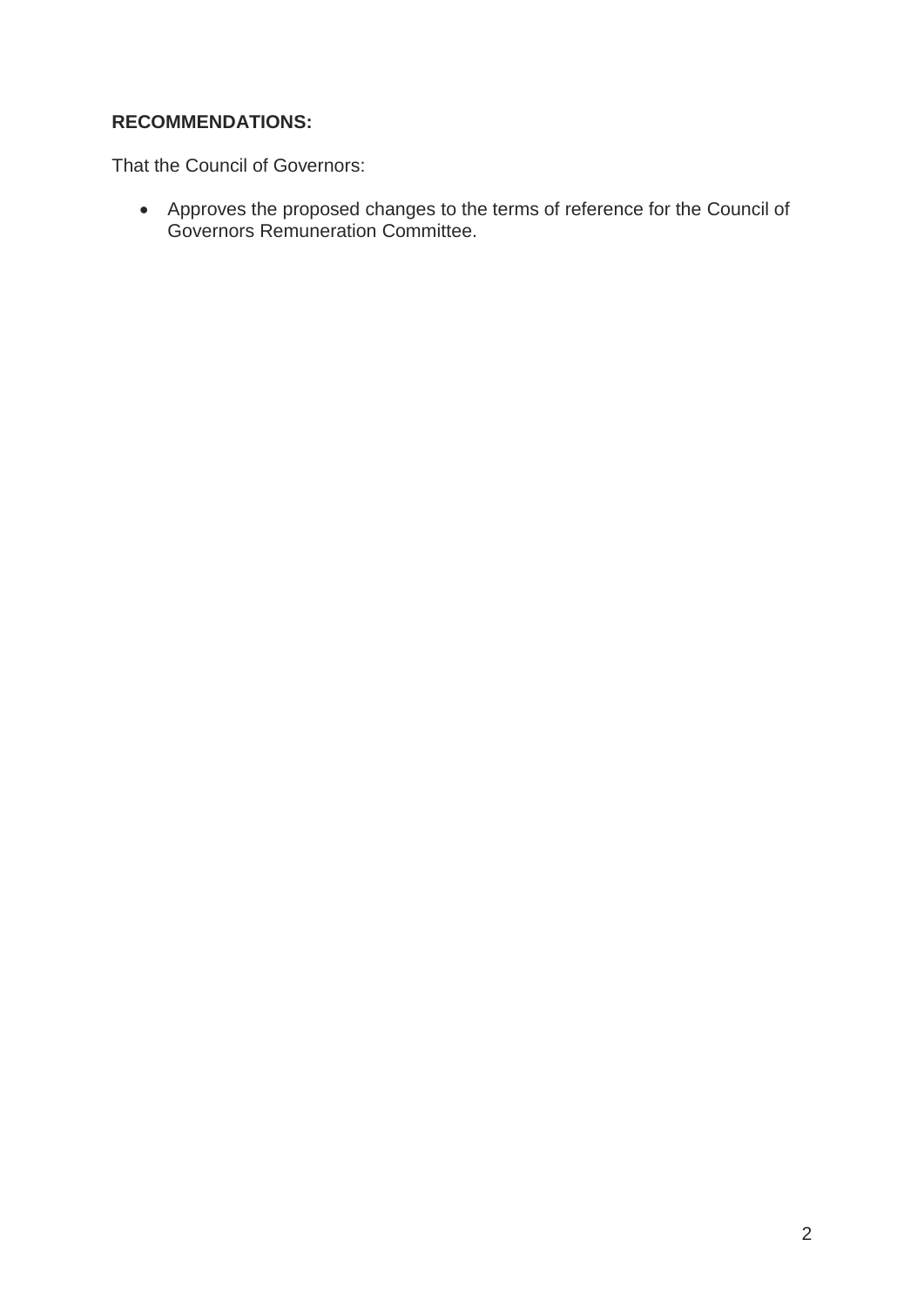**RECOMMENDATIONS:**

That the Council of Governors:

- Approves the proposed changes to the terms of reference for the Council of Governors Remuneration Committee.